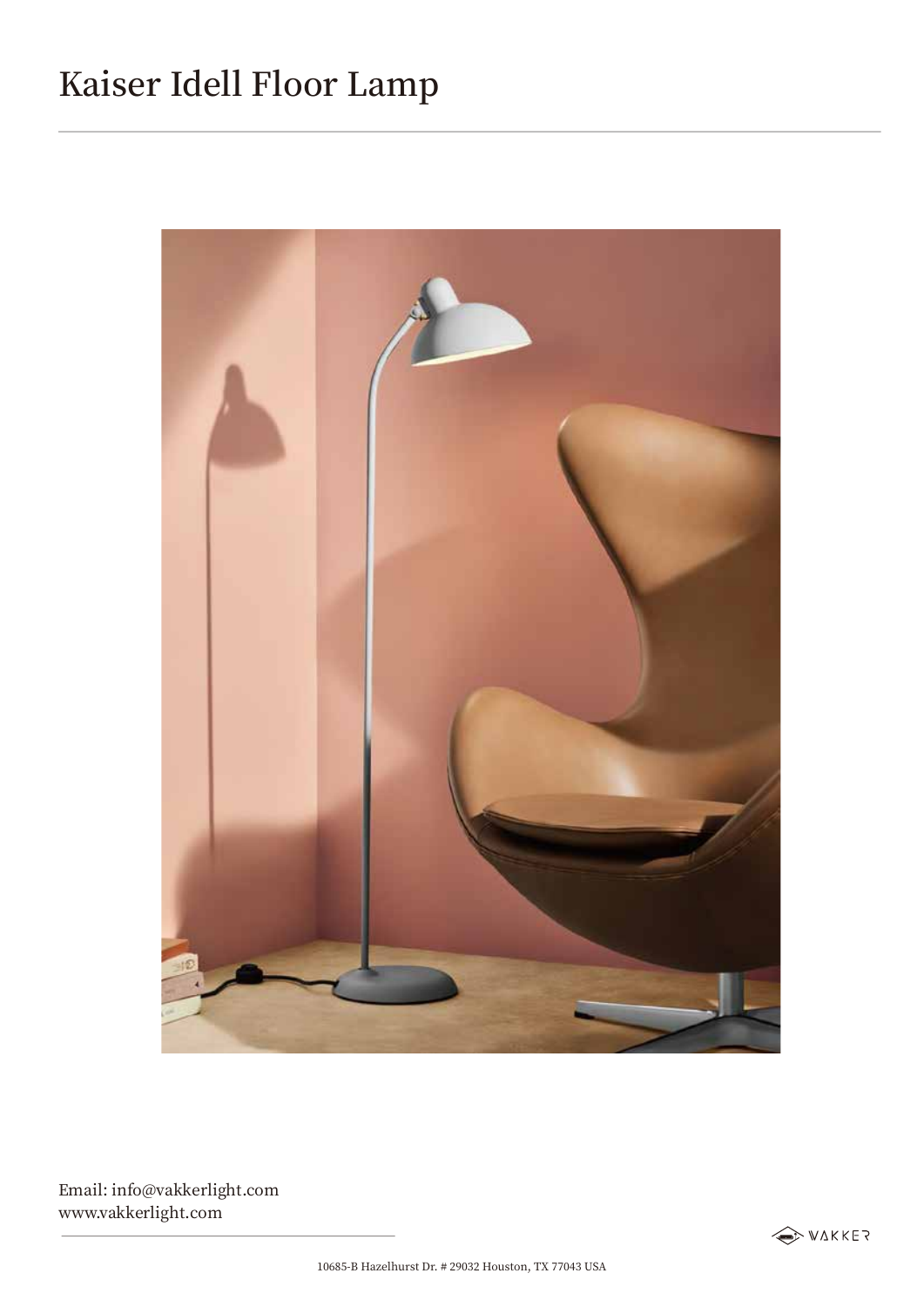# Kaiser Idell Floor Lamp

Email: info@vakkerlight.com
www.vakkerlight.com

VAKKER

10685-B Hazelhurst Dr. # 29032 Houston, TX 77043 USA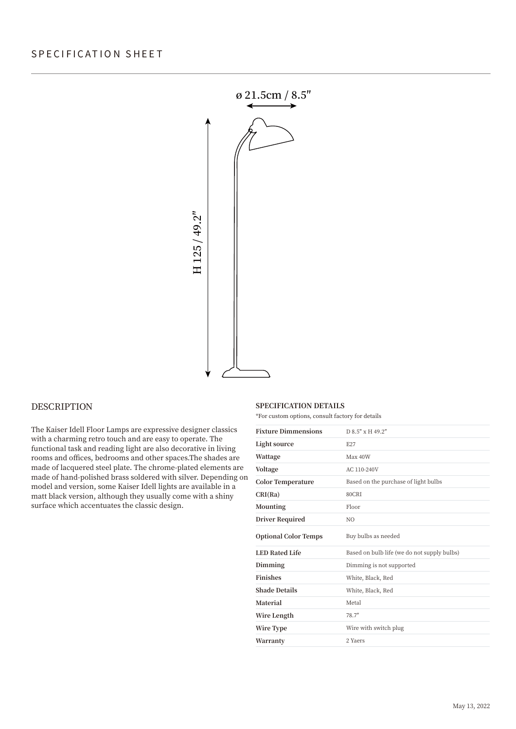# SPECIFICATION SHEET

ø 21.5cm / 8.5″

H 125 / 49.2″

## DESCRIPTION

The Kaiser Idell Floor Lamps are expressive designer classics with a charming retro touch and are easy to operate. The functional task and reading light are also decorative in living rooms and offices, bedrooms and other spaces.The shades are made of lacquered steel plate. The chrome-plated elements are made of hand-polished brass soldered with silver. Depending on model and version, some Kaiser Idell lights are available in a matt black version, although they usually come with a shiny surface which accentuates the classic design.

## SPECIFICATION DETAILS

*For custom options, consult factory for details

| | |
|---|---|
| **Fixture Dimmensions** | D 8.5″ x H 49.2″ |
| **Light source** | E27 |
| **Wattage** | Max 40W |
| **Voltage** | AC 110-240V |
| **Color Temperature** | Based on the purchase of light bulbs |
| **CRI(Ra)** | 80CRI |
| **Mounting** | Floor |
| **Driver Required** | NO |
| **Optional Color Temps** | Buy bulbs as needed |
| **LED Rated Life** | Based on bulb life (we do not supply bulbs) |
| **Dimming** | Dimming is not supported |
| **Finishes** | White, Black, Red |
| **Shade Details** | White, Black, Red |
| **Material** | Metal |
| **Wire Length** | 78.7″ |
| **Wire Type** | Wire with switch plug |
| **Warranty** | 2 Yaers |

May 13, 2022